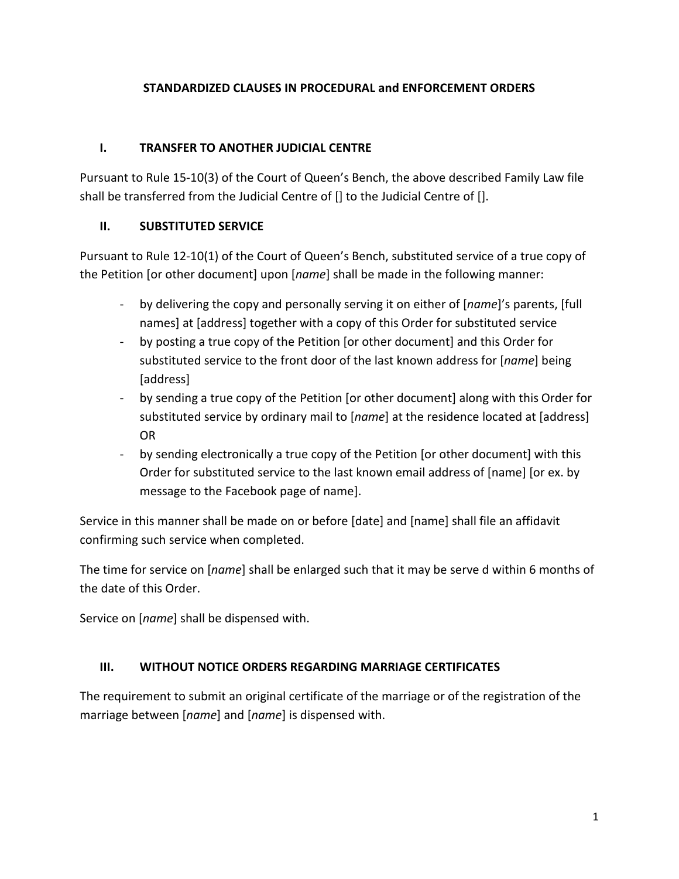# STANDARDIZED CLAUSES IN PROCEDURAL and ENFORCEMENT ORDERS

## I. TRANSFER TO ANOTHER JUDICIAL CENTRE

Pursuant to Rule 15-10(3) of the Court of Queen's Bench, the above described Family Law file shall be transferred from the Judicial Centre of [] to the Judicial Centre of [].

## II. SUBSTITUTED SERVICE

Pursuant to Rule 12-10(1) of the Court of Queen's Bench, substituted service of a true copy of the Petition [or other document] upon [*name*] shall be made in the following manner:

- by delivering the copy and personally serving it on either of [*name*]'s parents, [full names] at [address] together with a copy of this Order for substituted service
- by posting a true copy of the Petition [or other document] and this Order for substituted service to the front door of the last known address for [*name*] being [address]
- by sending a true copy of the Petition [or other document] along with this Order for substituted service by ordinary mail to [*name*] at the residence located at [address] OR
- by sending electronically a true copy of the Petition [or other document] with this Order for substituted service to the last known email address of [name] [or ex. by message to the Facebook page of name].

Service in this manner shall be made on or before [date] and [name] shall file an affidavit confirming such service when completed.

The time for service on [*name*] shall be enlarged such that it may be serve d within 6 months of the date of this Order.

Service on [*name*] shall be dispensed with.

## III. WITHOUT NOTICE ORDERS REGARDING MARRIAGE CERTIFICATES

The requirement to submit an original certificate of the marriage or of the registration of the marriage between [*name*] and [*name*] is dispensed with.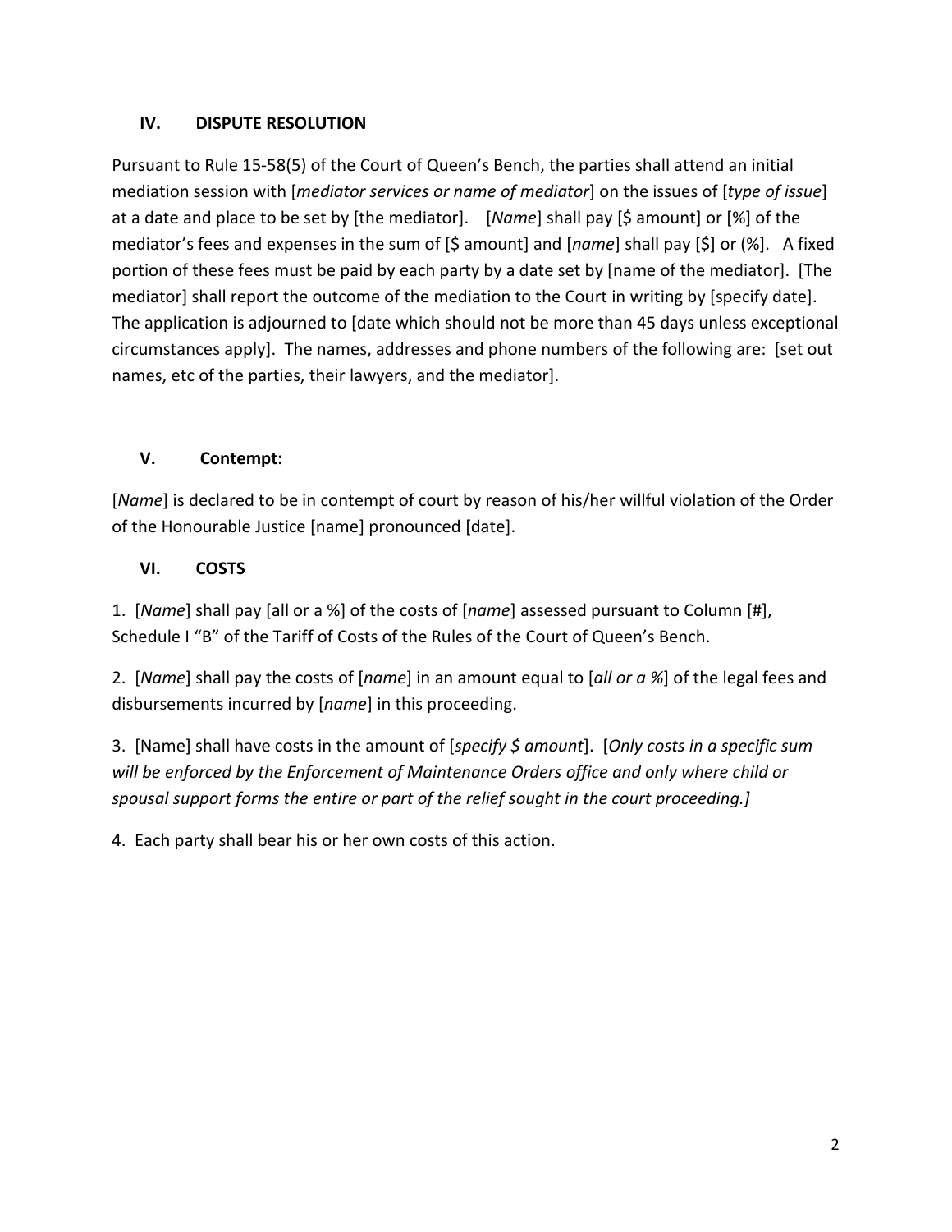## IV. DISPUTE RESOLUTION

Pursuant to Rule 15-58(5) of the Court of Queen's Bench, the parties shall attend an initial mediation session with [*mediator services or name of mediator*] on the issues of [*type of issue*] at a date and place to be set by [the mediator]. [*Name*] shall pay [$ amount] or [%] of the mediator's fees and expenses in the sum of [$ amount] and [*name*] shall pay [$] or (%). A fixed portion of these fees must be paid by each party by a date set by [name of the mediator]. [The mediator] shall report the outcome of the mediation to the Court in writing by [specify date]. The application is adjourned to [date which should not be more than 45 days unless exceptional circumstances apply]. The names, addresses and phone numbers of the following are: [set out names, etc of the parties, their lawyers, and the mediator].

## V. Contempt:

[*Name*] is declared to be in contempt of court by reason of his/her willful violation of the Order of the Honourable Justice [name] pronounced [date].

## VI. COSTS

1. [*Name*] shall pay [all or a %] of the costs of [*name*] assessed pursuant to Column [#], Schedule I "B" of the Tariff of Costs of the Rules of the Court of Queen's Bench.

2. [*Name*] shall pay the costs of [*name*] in an amount equal to [*all or a %*] of the legal fees and disbursements incurred by [*name*] in this proceeding.

3. [Name] shall have costs in the amount of [*specify $ amount*]. [*Only costs in a specific sum will be enforced by the Enforcement of Maintenance Orders office and only where child or spousal support forms the entire or part of the relief sought in the court proceeding.]*

4. Each party shall bear his or her own costs of this action.